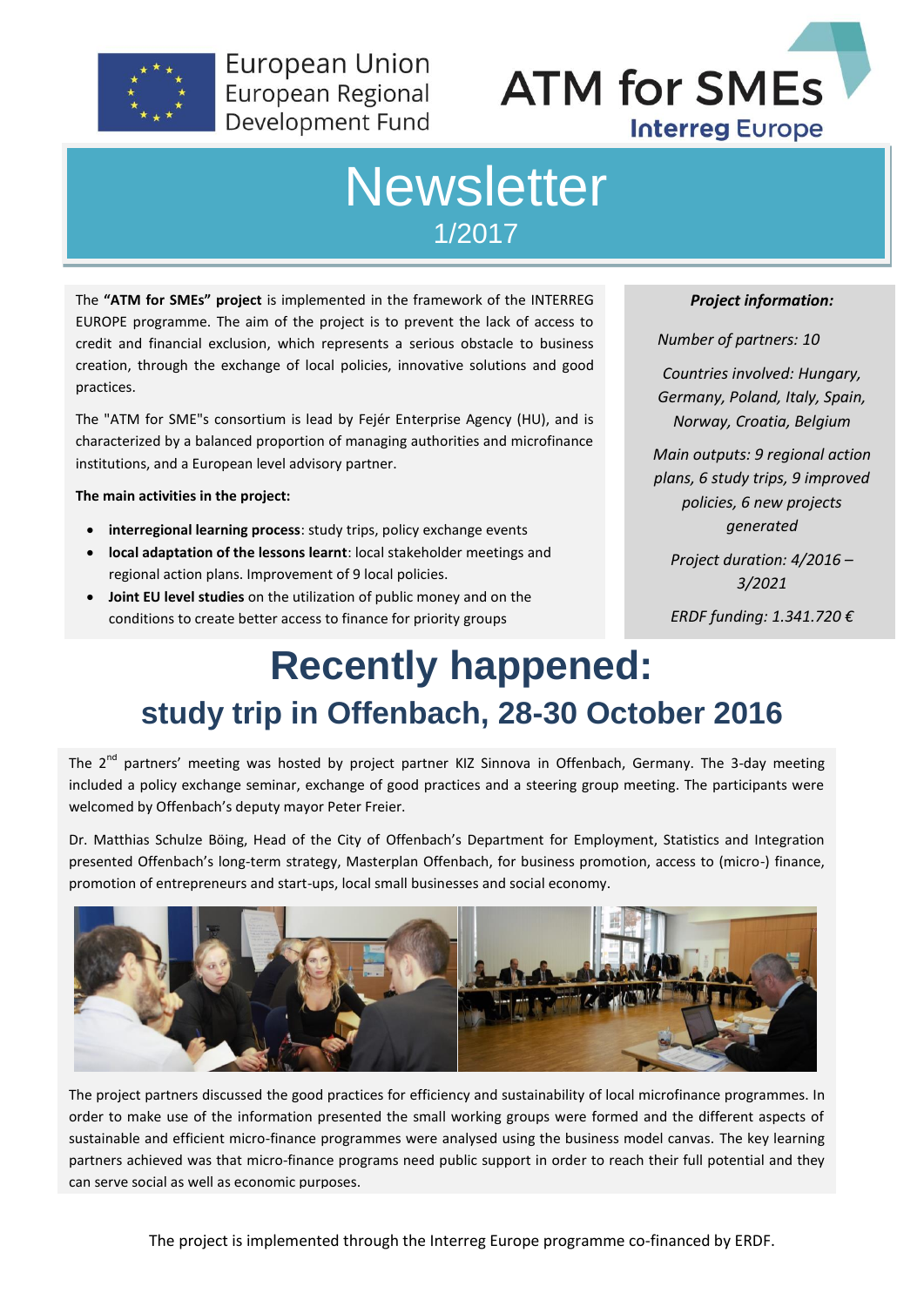European Union
European Regional
Development Fund

ATM for SMEs
Interreg Europe

# Newsletter

1/2017

The **"ATM for SMEs" project** is implemented in the framework of the INTERREG EUROPE programme. The aim of the project is to prevent the lack of access to credit and financial exclusion, which represents a serious obstacle to business creation, through the exchange of local policies, innovative solutions and good practices.

The "ATM for SME"s consortium is lead by Fejér Enterprise Agency (HU), and is characterized by a balanced proportion of managing authorities and microfinance institutions, and a European level advisory partner.

**The main activities in the project:**

- **interregional learning process**: study trips, policy exchange events
- **local adaptation of the lessons learnt**: local stakeholder meetings and regional action plans. Improvement of 9 local policies.
- **Joint EU level studies** on the utilization of public money and on the conditions to create better access to finance for priority groups

***Project information:***

*Number of partners: 10*

*Countries involved: Hungary, Germany, Poland, Italy, Spain, Norway, Croatia, Belgium*

*Main outputs: 9 regional action plans, 6 study trips, 9 improved policies, 6 new projects generated*

*Project duration: 4/2016 – 3/2021*

*ERDF funding: 1.341.720 €*

# Recently happened:

## study trip in Offenbach, 28-30 October 2016

The 2nd partners' meeting was hosted by project partner KIZ Sinnova in Offenbach, Germany. The 3-day meeting included a policy exchange seminar, exchange of good practices and a steering group meeting. The participants were welcomed by Offenbach's deputy mayor Peter Freier.

Dr. Matthias Schulze Böing, Head of the City of Offenbach's Department for Employment, Statistics and Integration presented Offenbach's long-term strategy, Masterplan Offenbach, for business promotion, access to (micro-) finance, promotion of entrepreneurs and start-ups, local small businesses and social economy.

The project partners discussed the good practices for efficiency and sustainability of local microfinance programmes. In order to make use of the information presented the small working groups were formed and the different aspects of sustainable and efficient micro-finance programmes were analysed using the business model canvas. The key learning partners achieved was that micro-finance programs need public support in order to reach their full potential and they can serve social as well as economic purposes.

The project is implemented through the Interreg Europe programme co-financed by ERDF.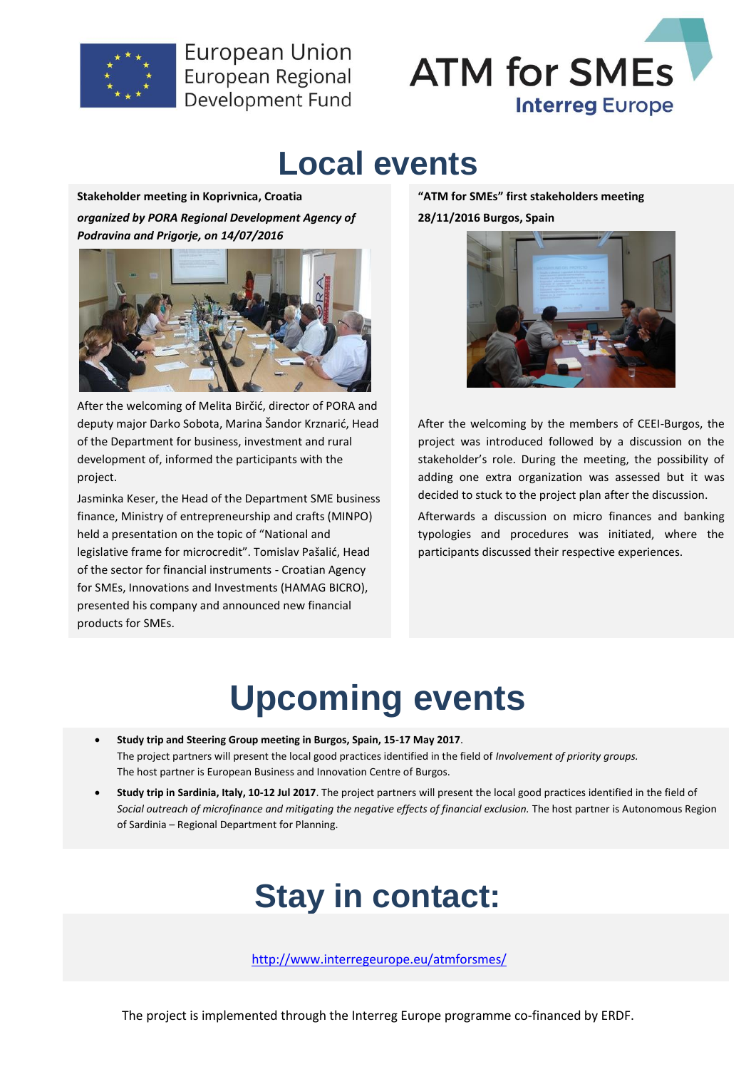European Union
European Regional
Development Fund

ATM for SMEs
Interreg Europe

# Local events

**Stakeholder meeting in Koprivnica, Croatia**

***organized by PORA Regional Development Agency of Podravina and Prigorje, on 14/07/2016***

After the welcoming of Melita Birčić, director of PORA and deputy major Darko Sobota, Marina Šandor Krznarić, Head of the Department for business, investment and rural development of, informed the participants with the project.

Jasminka Keser, the Head of the Department SME business finance, Ministry of entrepreneurship and crafts (MINPO) held a presentation on the topic of "National and legislative frame for microcredit". Tomislav Pašalić, Head of the sector for financial instruments - Croatian Agency for SMEs, Innovations and Investments (HAMAG BICRO), presented his company and announced new financial products for SMEs.

**"ATM for SMEs" first stakeholders meeting**

**28/11/2016 Burgos, Spain**

After the welcoming by the members of CEEI-Burgos, the project was introduced followed by a discussion on the stakeholder's role. During the meeting, the possibility of adding one extra organization was assessed but it was decided to stuck to the project plan after the discussion.

Afterwards a discussion on micro finances and banking typologies and procedures was initiated, where the participants discussed their respective experiences.

# Upcoming events

- **Study trip and Steering Group meeting in Burgos, Spain, 15-17 May 2017**.
  The project partners will present the local good practices identified in the field of *Involvement of priority groups.*
  The host partner is European Business and Innovation Centre of Burgos.
- **Study trip in Sardinia, Italy, 10-12 Jul 2017**. The project partners will present the local good practices identified in the field of *Social outreach of microfinance and mitigating the negative effects of financial exclusion.* The host partner is Autonomous Region of Sardinia – Regional Department for Planning.

# Stay in contact:

http://www.interregeurope.eu/atmforsmes/

The project is implemented through the Interreg Europe programme co-financed by ERDF.